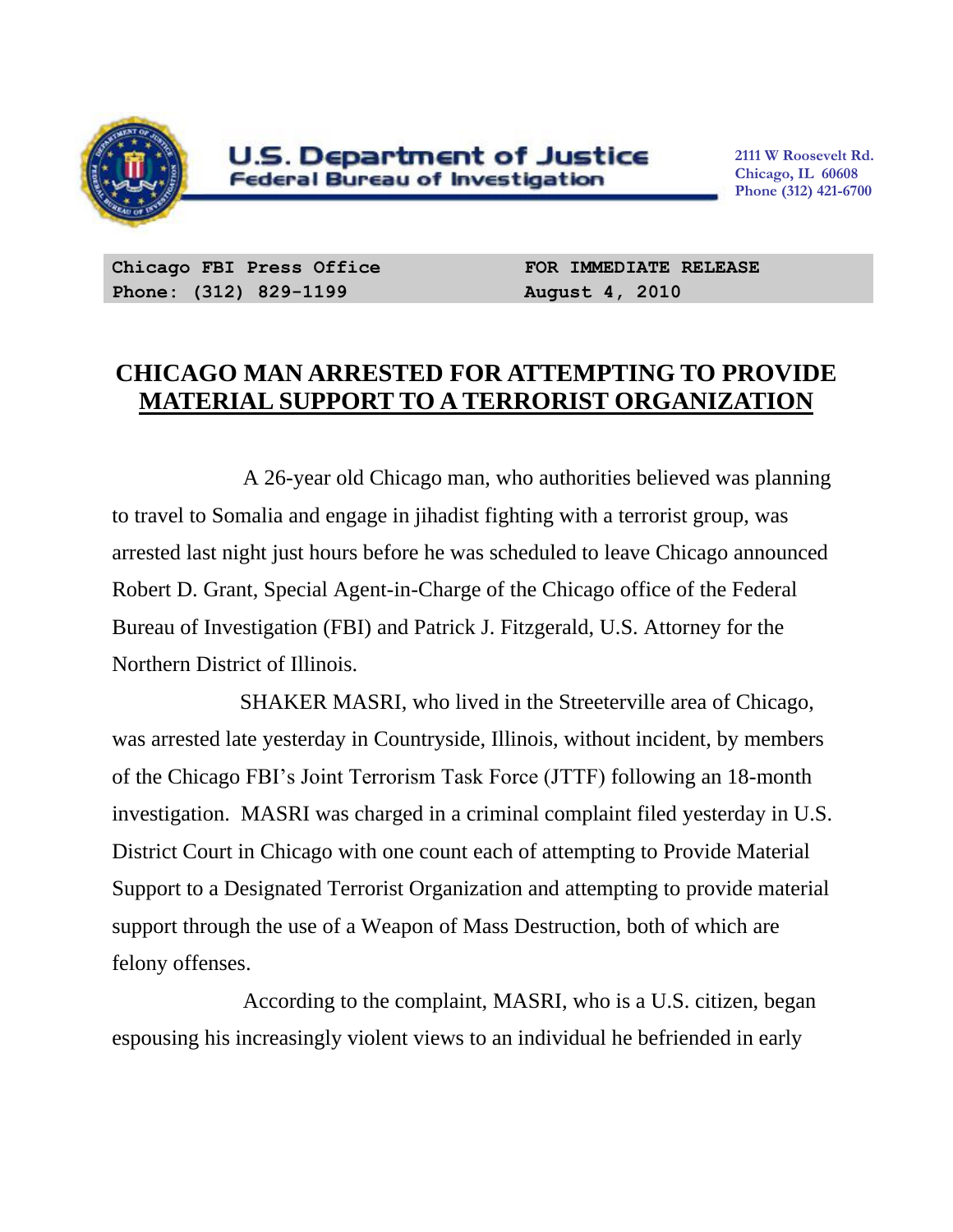**U.S. Department of Justice**
**Federal Bureau of Investigation**

2111 W Roosevelt Rd.
Chicago, IL 60608
Phone (312) 421-6700

**Chicago FBI Press Office**
**Phone: (312) 829-1199**

**FOR IMMEDIATE RELEASE**
**August 4, 2010**

# CHICAGO MAN ARRESTED FOR ATTEMPTING TO PROVIDE MATERIAL SUPPORT TO A TERRORIST ORGANIZATION

A 26-year old Chicago man, who authorities believed was planning to travel to Somalia and engage in jihadist fighting with a terrorist group, was arrested last night just hours before he was scheduled to leave Chicago announced Robert D. Grant, Special Agent-in-Charge of the Chicago office of the Federal Bureau of Investigation (FBI) and Patrick J. Fitzgerald, U.S. Attorney for the Northern District of Illinois.

SHAKER MASRI, who lived in the Streeterville area of Chicago, was arrested late yesterday in Countryside, Illinois, without incident, by members of the Chicago FBI's Joint Terrorism Task Force (JTTF) following an 18-month investigation. MASRI was charged in a criminal complaint filed yesterday in U.S. District Court in Chicago with one count each of attempting to Provide Material Support to a Designated Terrorist Organization and attempting to provide material support through the use of a Weapon of Mass Destruction, both of which are felony offenses.

According to the complaint, MASRI, who is a U.S. citizen, began espousing his increasingly violent views to an individual he befriended in early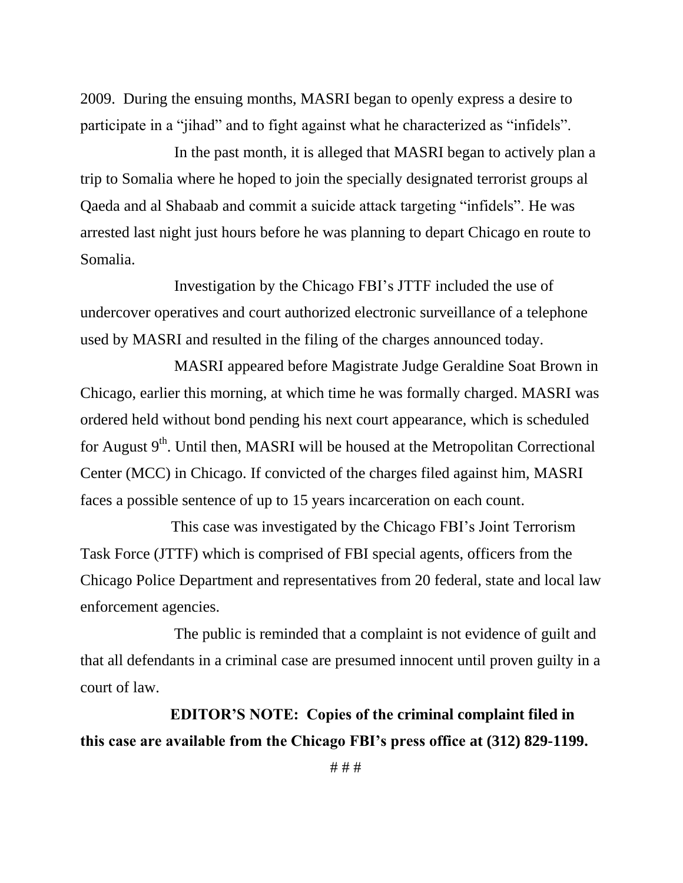2009. During the ensuing months, MASRI began to openly express a desire to participate in a “jihad” and to fight against what he characterized as “infidels”.

In the past month, it is alleged that MASRI began to actively plan a trip to Somalia where he hoped to join the specially designated terrorist groups al Qaeda and al Shabaab and commit a suicide attack targeting “infidels”. He was arrested last night just hours before he was planning to depart Chicago en route to Somalia.

Investigation by the Chicago FBI’s JTTF included the use of undercover operatives and court authorized electronic surveillance of a telephone used by MASRI and resulted in the filing of the charges announced today.

MASRI appeared before Magistrate Judge Geraldine Soat Brown in Chicago, earlier this morning, at which time he was formally charged. MASRI was ordered held without bond pending his next court appearance, which is scheduled for August 9th. Until then, MASRI will be housed at the Metropolitan Correctional Center (MCC) in Chicago. If convicted of the charges filed against him, MASRI faces a possible sentence of up to 15 years incarceration on each count.

This case was investigated by the Chicago FBI’s Joint Terrorism Task Force (JTTF) which is comprised of FBI special agents, officers from the Chicago Police Department and representatives from 20 federal, state and local law enforcement agencies.

The public is reminded that a complaint is not evidence of guilt and that all defendants in a criminal case are presumed innocent until proven guilty in a court of law.

**EDITOR’S NOTE: Copies of the criminal complaint filed in this case are available from the Chicago FBI’s press office at (312) 829-1199.**

# # #